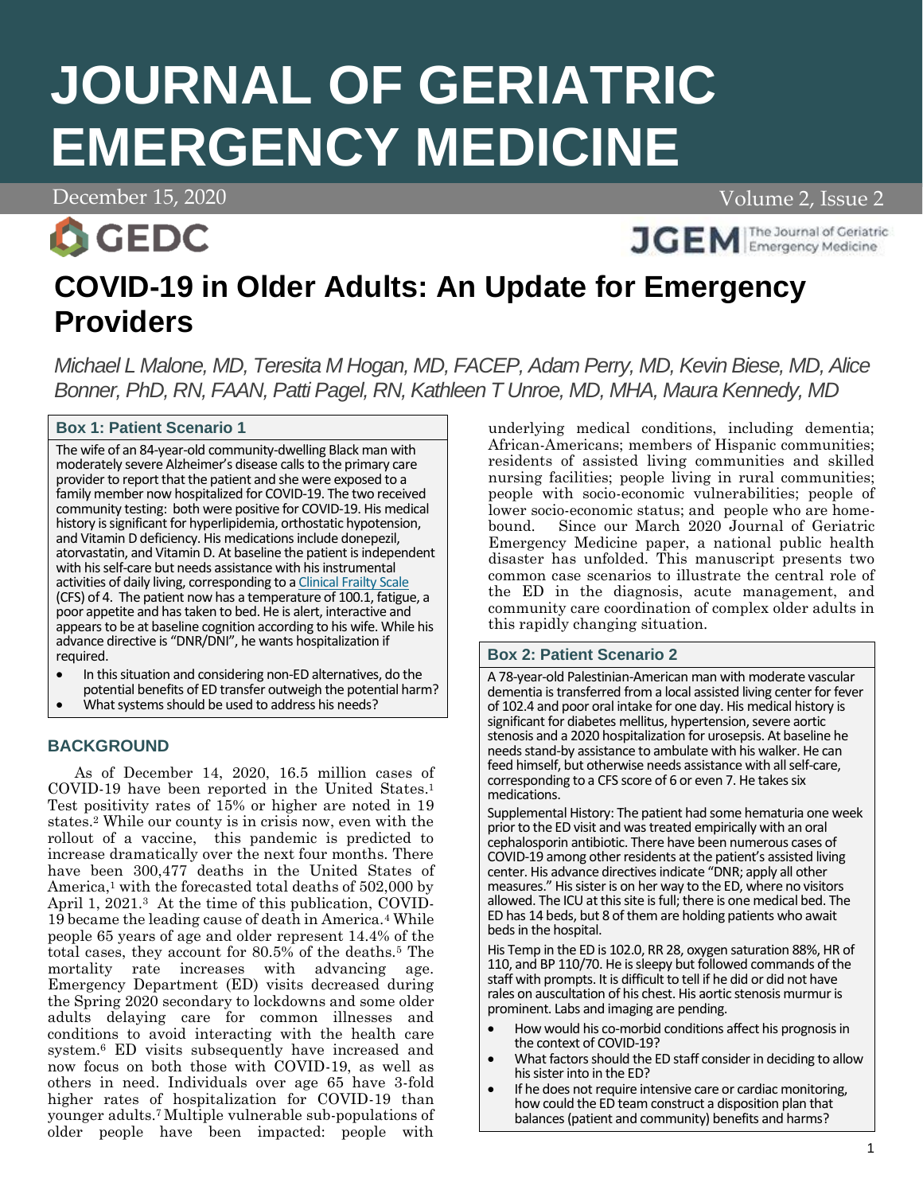# JOURNAL OF GERIATRIC EMERGENCY MEDICINE

December 15, 2020

# COVID-19 in Older Adults: An Update for Emergency Providers

*Michael L Malone, MD, Teresita M Hogan, MD, FACEP, Adam Perry, MD, Kevin Biese, MD, Alice Bonner, PhD, RN, FAAN, Patti Pagel, RN, Kathleen T Unroe, MD, MHA, Maura Kennedy, MD*

### Box 1: Patient Scenario 1

The wife of an 84-year-old community-dwelling Black man with moderately severe Alzheimer's disease calls to the primary care provider to report that the patient and she were exposed to a family member now hospitalized for COVID-19. The two received community testing: both were positive for COVID-19. His medical history is significant for hyperlipidemia, orthostatic hypotension, and Vitamin D deficiency. His medications include donepezil, atorvastatin, and Vitamin D. At baseline the patient is independent with his self-care but needs assistance with his instrumental activities of daily living, corresponding to a Clinical Frailty Scale (CFS) of 4. The patient now has a temperature of 100.1, fatigue, a poor appetite and has taken to bed. He is alert, interactive and appears to be at baseline cognition according to his wife. While his advance directive is "DNR/DNI", he wants hospitalization if required.

- In this situation and considering non-ED alternatives, do the potential benefits of ED transfer outweigh the potential harm?
- What systems should be used to address his needs?

## BACKGROUND

As of December 14, 2020, 16.5 million cases of COVID-19 have been reported in the United States.[1] Test positivity rates of 15% or higher are noted in 19 states.[2] While our county is in crisis now, even with the rollout of a vaccine, this pandemic is predicted to increase dramatically over the next four months. There have been 300,477 deaths in the United States of America,[1] with the forecasted total deaths of 502,000 by April 1, 2021.[3] At the time of this publication, COVID-19 became the leading cause of death in America.[4] While people 65 years of age and older represent 14.4% of the total cases, they account for 80.5% of the deaths.[5] The mortality rate increases with advancing age. Emergency Department (ED) visits decreased during the Spring 2020 secondary to lockdowns and some older adults delaying care for common illnesses and conditions to avoid interacting with the health care system.[6] ED visits subsequently have increased and now focus on both those with COVID-19, as well as others in need. Individuals over age 65 have 3-fold higher rates of hospitalization for COVID-19 than younger adults.[7] Multiple vulnerable sub-populations of older people have been impacted: people with underlying medical conditions, including dementia; African-Americans; members of Hispanic communities; residents of assisted living communities and skilled nursing facilities; people living in rural communities; people with socio-economic vulnerabilities; people of lower socio-economic status; and people who are home-bound. Since our March 2020 Journal of Geriatric Emergency Medicine paper, a national public health disaster has unfolded. This manuscript presents two common case scenarios to illustrate the central role of the ED in the diagnosis, acute management, and community care coordination of complex older adults in this rapidly changing situation.

### Box 2: Patient Scenario 2

A 78-year-old Palestinian-American man with moderate vascular dementia is transferred from a local assisted living center for fever of 102.4 and poor oral intake for one day. His medical history is significant for diabetes mellitus, hypertension, severe aortic stenosis and a 2020 hospitalization for urosepsis. At baseline he needs stand-by assistance to ambulate with his walker. He can feed himself, but otherwise needs assistance with all self-care, corresponding to a CFS score of 6 or even 7. He takes six medications.

Supplemental History: The patient had some hematuria one week prior to the ED visit and was treated empirically with an oral cephalosporin antibiotic. There have been numerous cases of COVID-19 among other residents at the patient's assisted living center. His advance directives indicate "DNR; apply all other measures." His sister is on her way to the ED, where no visitors allowed. The ICU at this site is full; there is one medical bed. The ED has 14 beds, but 8 of them are holding patients who await beds in the hospital.

His Temp in the ED is 102.0, RR 28, oxygen saturation 88%, HR of 110, and BP 110/70. He is sleepy but followed commands of the staff with prompts. It is difficult to tell if he did or did not have rales on auscultation of his chest. His aortic stenosis murmur is prominent. Labs and imaging are pending.

- How would his co-morbid conditions affect his prognosis in the context of COVID-19?
- What factors should the ED staff consider in deciding to allow his sister into in the ED?
- If he does not require intensive care or cardiac monitoring, how could the ED team construct a disposition plan that balances (patient and community) benefits and harms?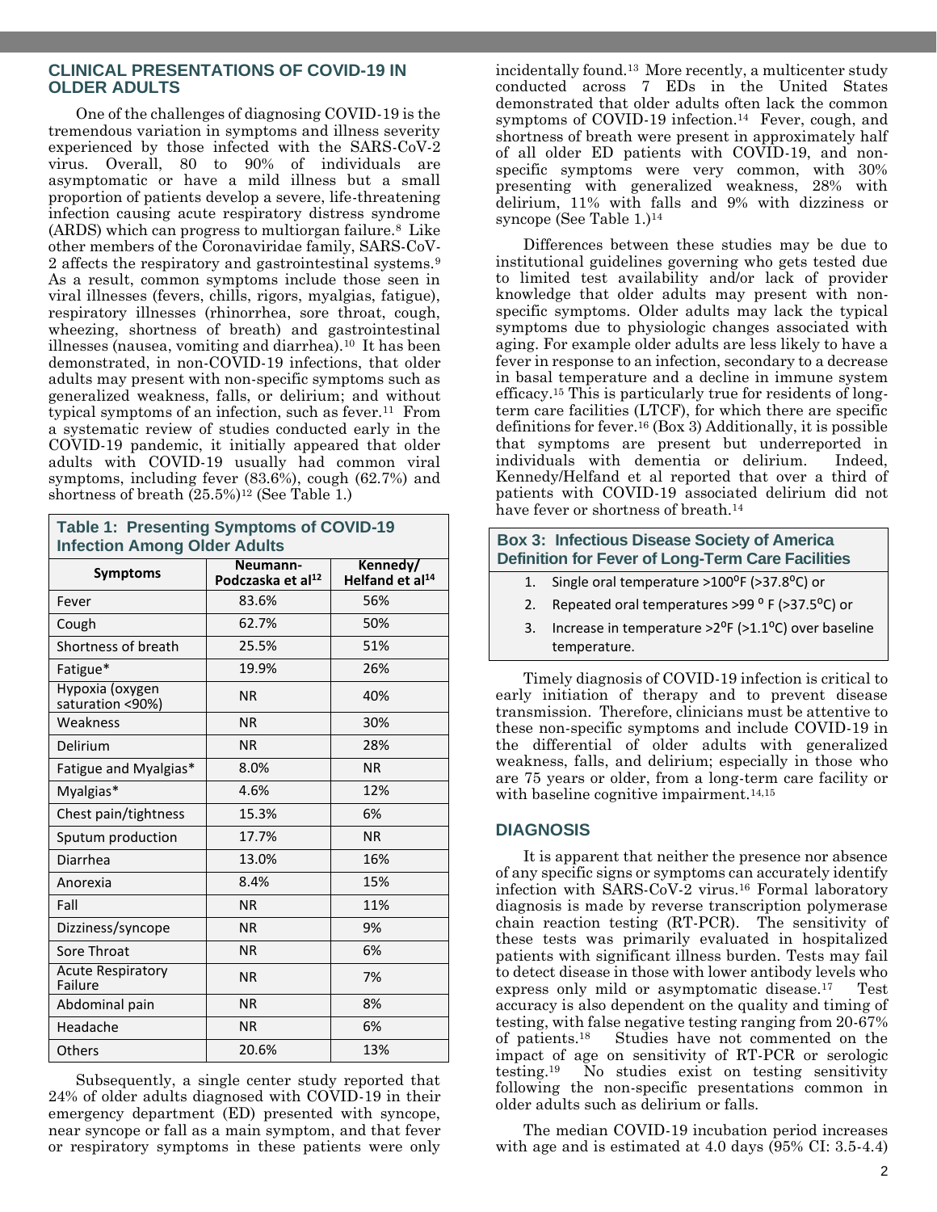## CLINICAL PRESENTATIONS OF COVID-19 IN OLDER ADULTS

One of the challenges of diagnosing COVID-19 is the tremendous variation in symptoms and illness severity experienced by those infected with the SARS-CoV-2 virus. Overall, 80 to 90% of individuals are asymptomatic or have a mild illness but a small proportion of patients develop a severe, life-threatening infection causing acute respiratory distress syndrome (ARDS) which can progress to multiorgan failure.[8] Like other members of the Coronaviridae family, SARS-CoV-2 affects the respiratory and gastrointestinal systems.[9] As a result, common symptoms include those seen in viral illnesses (fevers, chills, rigors, myalgias, fatigue), respiratory illnesses (rhinorrhea, sore throat, cough, wheezing, shortness of breath) and gastrointestinal illnesses (nausea, vomiting and diarrhea).[10] It has been demonstrated, in non-COVID-19 infections, that older adults may present with non-specific symptoms such as generalized weakness, falls, or delirium; and without typical symptoms of an infection, such as fever.[11] From a systematic review of studies conducted early in the COVID-19 pandemic, it initially appeared that older adults with COVID-19 usually had common viral symptoms, including fever (83.6%), cough (62.7%) and shortness of breath (25.5%)[12] (See Table 1.)

**Table 1: Presenting Symptoms of COVID-19 Infection Among Older Adults**

| Symptoms | Neumann-Podczaska et al[12] | Kennedy/ Helfand et al[14] |
|---|---|---|
| Fever | 83.6% | 56% |
| Cough | 62.7% | 50% |
| Shortness of breath | 25.5% | 51% |
| Fatigue* | 19.9% | 26% |
| Hypoxia (oxygen saturation <90%) | NR | 40% |
| Weakness | NR | 30% |
| Delirium | NR | 28% |
| Fatigue and Myalgias* | 8.0% | NR |
| Myalgias* | 4.6% | 12% |
| Chest pain/tightness | 15.3% | 6% |
| Sputum production | 17.7% | NR |
| Diarrhea | 13.0% | 16% |
| Anorexia | 8.4% | 15% |
| Fall | NR | 11% |
| Dizziness/syncope | NR | 9% |
| Sore Throat | NR | 6% |
| Acute Respiratory Failure | NR | 7% |
| Abdominal pain | NR | 8% |
| Headache | NR | 6% |
| Others | 20.6% | 13% |

Subsequently, a single center study reported that 24% of older adults diagnosed with COVID-19 in their emergency department (ED) presented with syncope, near syncope or fall as a main symptom, and that fever or respiratory symptoms in these patients were only incidentally found.[13] More recently, a multicenter study conducted across 7 EDs in the United States demonstrated that older adults often lack the common symptoms of COVID-19 infection.[14] Fever, cough, and shortness of breath were present in approximately half of all older ED patients with COVID-19, and non-specific symptoms were very common, with 30% presenting with generalized weakness, 28% with delirium, 11% with falls and 9% with dizziness or syncope (See Table 1.)[14]

Differences between these studies may be due to institutional guidelines governing who gets tested due to limited test availability and/or lack of provider knowledge that older adults may present with non-specific symptoms. Older adults may lack the typical symptoms due to physiologic changes associated with aging. For example older adults are less likely to have a fever in response to an infection, secondary to a decrease in basal temperature and a decline in immune system efficacy.[15] This is particularly true for residents of long-term care facilities (LTCF), for which there are specific definitions for fever.[16] (Box 3) Additionally, it is possible that symptoms are present but underreported in individuals with dementia or delirium. Indeed, Kennedy/Helfand et al reported that over a third of patients with COVID-19 associated delirium did not have fever or shortness of breath.[14]

**Box 3: Infectious Disease Society of America Definition for Fever of Long-Term Care Facilities**

1. Single oral temperature >100°F (>37.8°C) or
2. Repeated oral temperatures >99 °F (>37.5°C) or
3. Increase in temperature >2°F (>1.1°C) over baseline temperature.

Timely diagnosis of COVID-19 infection is critical to early initiation of therapy and to prevent disease transmission. Therefore, clinicians must be attentive to these non-specific symptoms and include COVID-19 in the differential of older adults with generalized weakness, falls, and delirium; especially in those who are 75 years or older, from a long-term care facility or with baseline cognitive impairment.[14,15]

## DIAGNOSIS

It is apparent that neither the presence nor absence of any specific signs or symptoms can accurately identify infection with SARS-CoV-2 virus.[16] Formal laboratory diagnosis is made by reverse transcription polymerase chain reaction testing (RT-PCR). The sensitivity of these tests was primarily evaluated in hospitalized patients with significant illness burden. Tests may fail to detect disease in those with lower antibody levels who express only mild or asymptomatic disease.[17] Test accuracy is also dependent on the quality and timing of testing, with false negative testing ranging from 20-67% of patients.[18] Studies have not commented on the impact of age on sensitivity of RT-PCR or serologic testing.[19] No studies exist on testing sensitivity following the non-specific presentations common in older adults such as delirium or falls.

The median COVID-19 incubation period increases with age and is estimated at 4.0 days (95% CI: 3.5-4.4)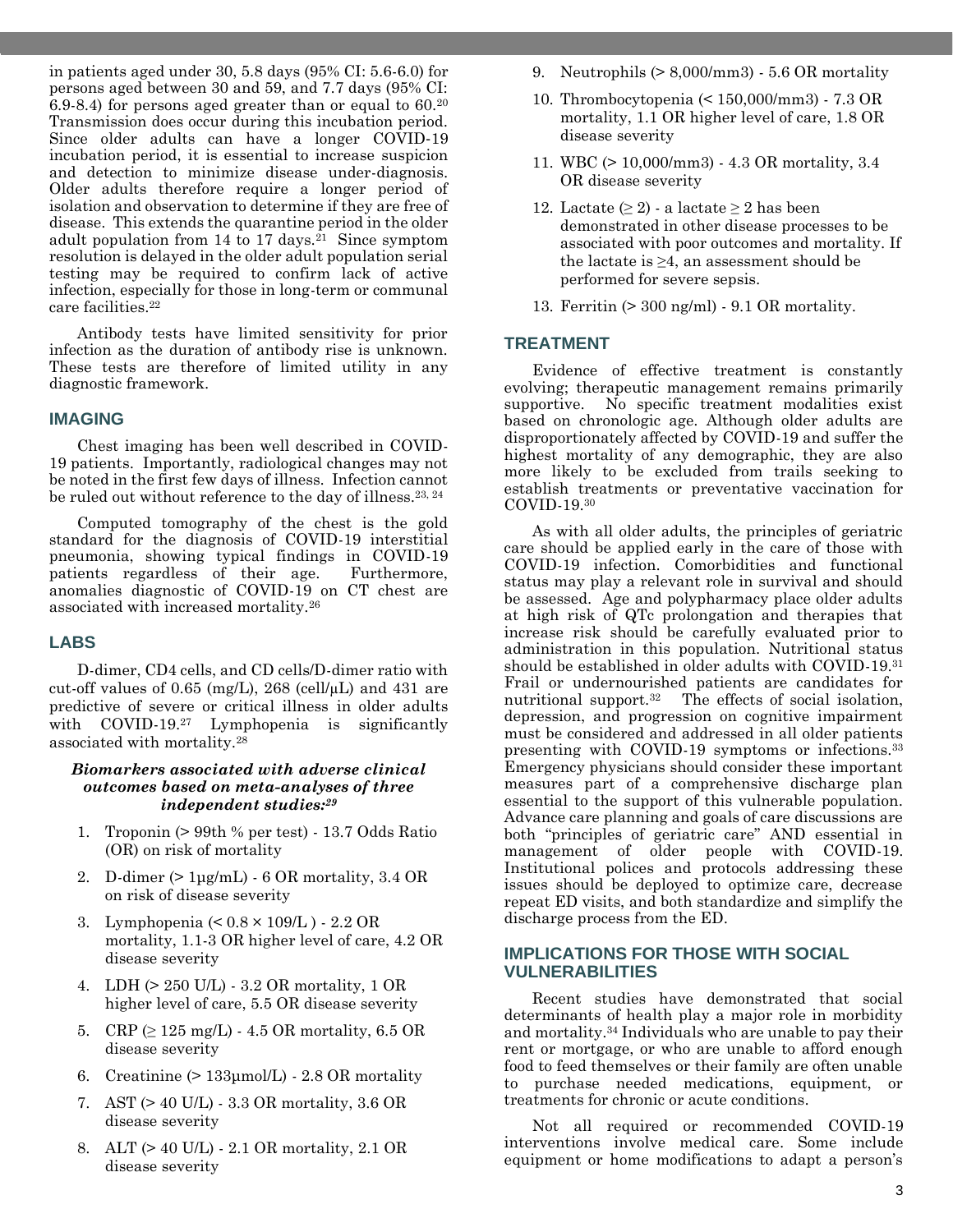in patients aged under 30, 5.8 days (95% CI: 5.6-6.0) for persons aged between 30 and 59, and 7.7 days (95% CI: 6.9-8.4) for persons aged greater than or equal to 60.[20] Transmission does occur during this incubation period. Since older adults can have a longer COVID-19 incubation period, it is essential to increase suspicion and detection to minimize disease under-diagnosis. Older adults therefore require a longer period of isolation and observation to determine if they are free of disease. This extends the quarantine period in the older adult population from 14 to 17 days.[21] Since symptom resolution is delayed in the older adult population serial testing may be required to confirm lack of active infection, especially for those in long-term or communal care facilities.[22]

Antibody tests have limited sensitivity for prior infection as the duration of antibody rise is unknown. These tests are therefore of limited utility in any diagnostic framework.

## IMAGING

Chest imaging has been well described in COVID-19 patients. Importantly, radiological changes may not be noted in the first few days of illness. Infection cannot be ruled out without reference to the day of illness.[23, 24]

Computed tomography of the chest is the gold standard for the diagnosis of COVID-19 interstitial pneumonia, showing typical findings in COVID-19 patients regardless of their age. Furthermore, anomalies diagnostic of COVID-19 on CT chest are associated with increased mortality.[26]

## LABS

D-dimer, CD4 cells, and CD cells/D-dimer ratio with cut-off values of 0.65 (mg/L), 268 (cell/μL) and 431 are predictive of severe or critical illness in older adults with COVID-19.[27] Lymphopenia is significantly associated with mortality.[28]

***Biomarkers associated with adverse clinical outcomes based on meta-analyses of three independent studies:[29]***

1. Troponin (> 99th % per test) - 13.7 Odds Ratio (OR) on risk of mortality
2. D-dimer (> 1μg/mL) - 6 OR mortality, 3.4 OR on risk of disease severity
3. Lymphopenia (< 0.8 × 109/L ) - 2.2 OR mortality, 1.1-3 OR higher level of care, 4.2 OR disease severity
4. LDH (> 250 U/L) - 3.2 OR mortality, 1 OR higher level of care, 5.5 OR disease severity
5. CRP (≥ 125 mg/L) - 4.5 OR mortality, 6.5 OR disease severity
6. Creatinine (> 133μmol/L) - 2.8 OR mortality
7. AST (> 40 U/L) - 3.3 OR mortality, 3.6 OR disease severity
8. ALT (> 40 U/L) - 2.1 OR mortality, 2.1 OR disease severity
9. Neutrophils (> 8,000/mm3) - 5.6 OR mortality
10. Thrombocytopenia (< 150,000/mm3) - 7.3 OR mortality, 1.1 OR higher level of care, 1.8 OR disease severity
11. WBC (> 10,000/mm3) - 4.3 OR mortality, 3.4 OR disease severity
12. Lactate (≥ 2) - a lactate ≥ 2 has been demonstrated in other disease processes to be associated with poor outcomes and mortality. If the lactate is ≥4, an assessment should be performed for severe sepsis.
13. Ferritin (> 300 ng/ml) - 9.1 OR mortality.

## TREATMENT

Evidence of effective treatment is constantly evolving; therapeutic management remains primarily supportive. No specific treatment modalities exist based on chronologic age. Although older adults are disproportionately affected by COVID-19 and suffer the highest mortality of any demographic, they are also more likely to be excluded from trails seeking to establish treatments or preventative vaccination for COVID-19.[30]

As with all older adults, the principles of geriatric care should be applied early in the care of those with COVID-19 infection. Comorbidities and functional status may play a relevant role in survival and should be assessed. Age and polypharmacy place older adults at high risk of QTc prolongation and therapies that increase risk should be carefully evaluated prior to administration in this population. Nutritional status should be established in older adults with COVID-19.[31] Frail or undernourished patients are candidates for nutritional support.[32] The effects of social isolation, depression, and progression on cognitive impairment must be considered and addressed in all older patients presenting with COVID-19 symptoms or infections.[33] Emergency physicians should consider these important measures part of a comprehensive discharge plan essential to the support of this vulnerable population. Advance care planning and goals of care discussions are both "principles of geriatric care" AND essential in management of older people with COVID-19. Institutional polices and protocols addressing these issues should be deployed to optimize care, decrease repeat ED visits, and both standardize and simplify the discharge process from the ED.

## IMPLICATIONS FOR THOSE WITH SOCIAL VULNERABILITIES

Recent studies have demonstrated that social determinants of health play a major role in morbidity and mortality.[34] Individuals who are unable to pay their rent or mortgage, or who are unable to afford enough food to feed themselves or their family are often unable to purchase needed medications, equipment, or treatments for chronic or acute conditions.

Not all required or recommended COVID-19 interventions involve medical care. Some include equipment or home modifications to adapt a person's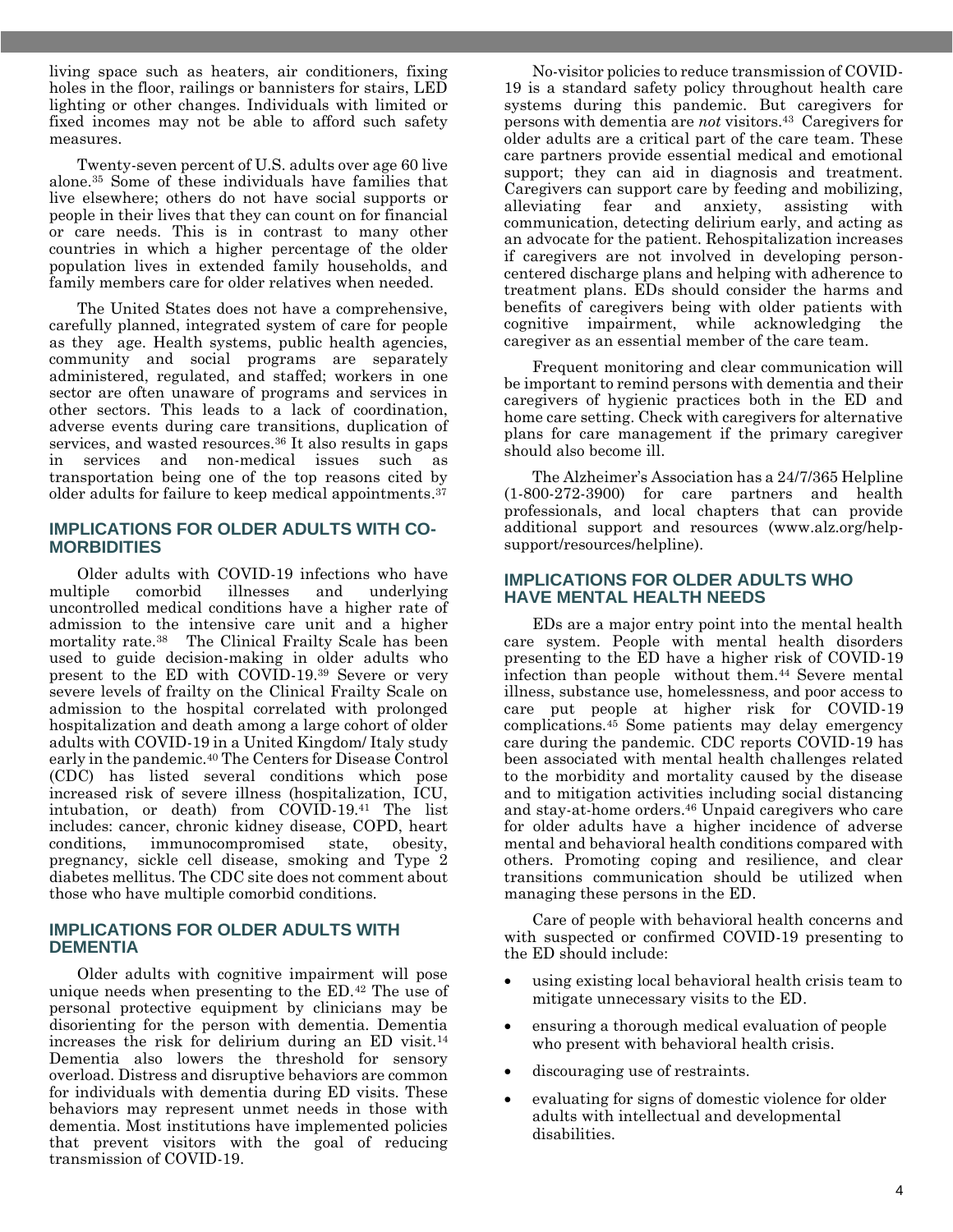living space such as heaters, air conditioners, fixing holes in the floor, railings or bannisters for stairs, LED lighting or other changes. Individuals with limited or fixed incomes may not be able to afford such safety measures.

Twenty-seven percent of U.S. adults over age 60 live alone.[35] Some of these individuals have families that live elsewhere; others do not have social supports or people in their lives that they can count on for financial or care needs. This is in contrast to many other countries in which a higher percentage of the older population lives in extended family households, and family members care for older relatives when needed.

The United States does not have a comprehensive, carefully planned, integrated system of care for people as they age. Health systems, public health agencies, community and social programs are separately administered, regulated, and staffed; workers in one sector are often unaware of programs and services in other sectors. This leads to a lack of coordination, adverse events during care transitions, duplication of services, and wasted resources.[36] It also results in gaps in services and non-medical issues such as transportation being one of the top reasons cited by older adults for failure to keep medical appointments.[37]

## IMPLICATIONS FOR OLDER ADULTS WITH CO-MORBIDITIES

Older adults with COVID-19 infections who have multiple comorbid illnesses and underlying uncontrolled medical conditions have a higher rate of admission to the intensive care unit and a higher mortality rate.[38] The Clinical Frailty Scale has been used to guide decision-making in older adults who present to the ED with COVID-19.[39] Severe or very severe levels of frailty on the Clinical Frailty Scale on admission to the hospital correlated with prolonged hospitalization and death among a large cohort of older adults with COVID-19 in a United Kingdom/ Italy study early in the pandemic.[40] The Centers for Disease Control (CDC) has listed several conditions which pose increased risk of severe illness (hospitalization, ICU, intubation, or death) from COVID-19.[41] The list includes: cancer, chronic kidney disease, COPD, heart conditions, immunocompromised state, obesity, pregnancy, sickle cell disease, smoking and Type 2 diabetes mellitus. The CDC site does not comment about those who have multiple comorbid conditions.

## IMPLICATIONS FOR OLDER ADULTS WITH DEMENTIA

Older adults with cognitive impairment will pose unique needs when presenting to the ED.[42] The use of personal protective equipment by clinicians may be disorienting for the person with dementia. Dementia increases the risk for delirium during an ED visit.[14] Dementia also lowers the threshold for sensory overload. Distress and disruptive behaviors are common for individuals with dementia during ED visits. These behaviors may represent unmet needs in those with dementia. Most institutions have implemented policies that prevent visitors with the goal of reducing transmission of COVID-19.

No-visitor policies to reduce transmission of COVID-19 is a standard safety policy throughout health care systems during this pandemic. But caregivers for persons with dementia are *not* visitors.[43] Caregivers for older adults are a critical part of the care team. These care partners provide essential medical and emotional support; they can aid in diagnosis and treatment. Caregivers can support care by feeding and mobilizing, alleviating fear and anxiety, assisting with communication, detecting delirium early, and acting as an advocate for the patient. Rehospitalization increases if caregivers are not involved in developing person-centered discharge plans and helping with adherence to treatment plans. EDs should consider the harms and benefits of caregivers being with older patients with cognitive impairment, while acknowledging the caregiver as an essential member of the care team.

Frequent monitoring and clear communication will be important to remind persons with dementia and their caregivers of hygienic practices both in the ED and home care setting. Check with caregivers for alternative plans for care management if the primary caregiver should also become ill.

The Alzheimer's Association has a 24/7/365 Helpline (1-800-272-3900) for care partners and health professionals, and local chapters that can provide additional support and resources (www.alz.org/help-support/resources/helpline).

## IMPLICATIONS FOR OLDER ADULTS WHO HAVE MENTAL HEALTH NEEDS

EDs are a major entry point into the mental health care system. People with mental health disorders presenting to the ED have a higher risk of COVID-19 infection than people without them.[44] Severe mental illness, substance use, homelessness, and poor access to care put people at higher risk for COVID-19 complications.[45] Some patients may delay emergency care during the pandemic. CDC reports COVID-19 has been associated with mental health challenges related to the morbidity and mortality caused by the disease and to mitigation activities including social distancing and stay-at-home orders.[46] Unpaid caregivers who care for older adults have a higher incidence of adverse mental and behavioral health conditions compared with others. Promoting coping and resilience, and clear transitions communication should be utilized when managing these persons in the ED.

Care of people with behavioral health concerns and with suspected or confirmed COVID-19 presenting to the ED should include:

- using existing local behavioral health crisis team to mitigate unnecessary visits to the ED.
- ensuring a thorough medical evaluation of people who present with behavioral health crisis.
- discouraging use of restraints.
- evaluating for signs of domestic violence for older adults with intellectual and developmental disabilities.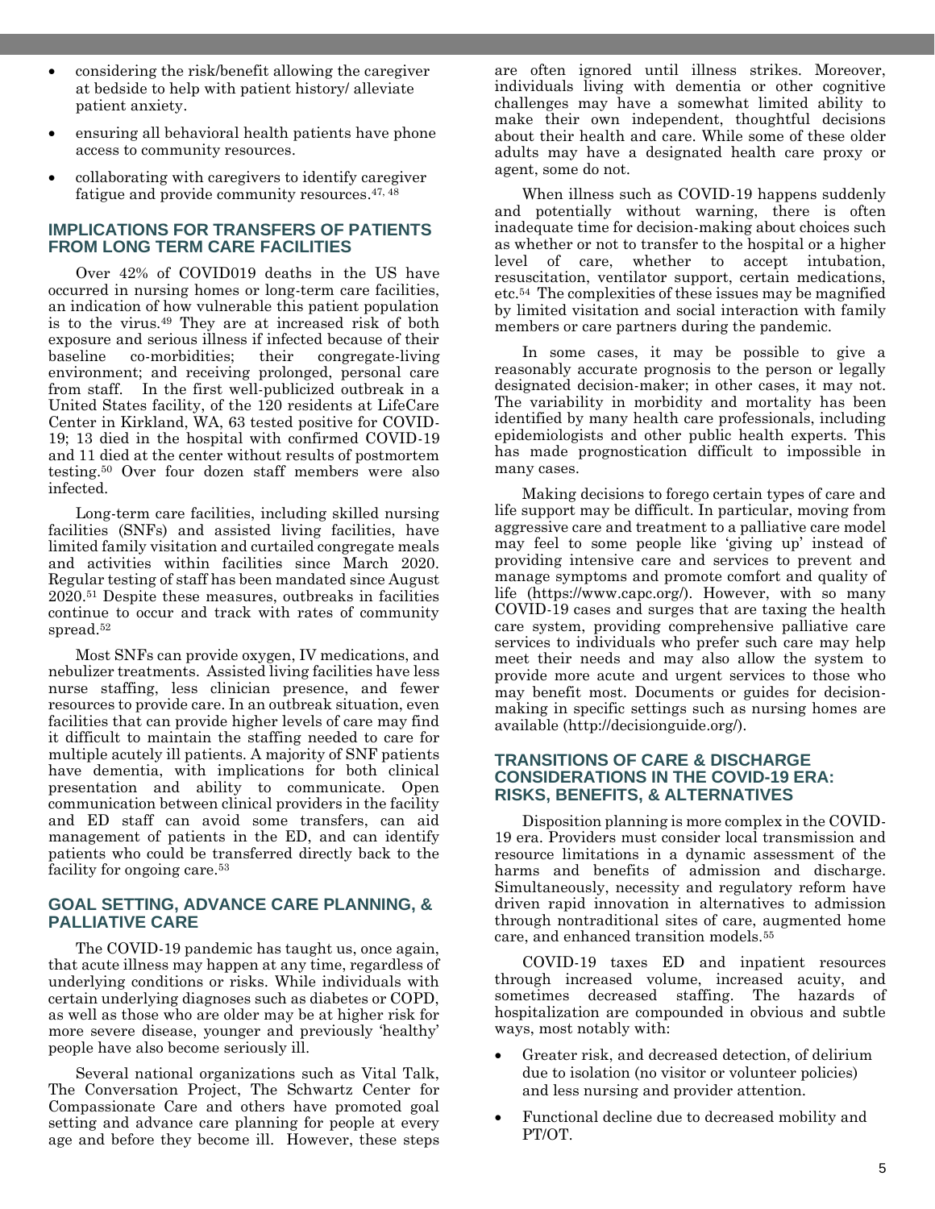- considering the risk/benefit allowing the caregiver at bedside to help with patient history/ alleviate patient anxiety.
- ensuring all behavioral health patients have phone access to community resources.
- collaborating with caregivers to identify caregiver fatigue and provide community resources.[47, 48]

## IMPLICATIONS FOR TRANSFERS OF PATIENTS FROM LONG TERM CARE FACILITIES

Over 42% of COVID019 deaths in the US have occurred in nursing homes or long-term care facilities, an indication of how vulnerable this patient population is to the virus.[49] They are at increased risk of both exposure and serious illness if infected because of their baseline co-morbidities; their congregate-living environment; and receiving prolonged, personal care from staff. In the first well-publicized outbreak in a United States facility, of the 120 residents at LifeCare Center in Kirkland, WA, 63 tested positive for COVID-19; 13 died in the hospital with confirmed COVID-19 and 11 died at the center without results of postmortem testing.[50] Over four dozen staff members were also infected.

Long-term care facilities, including skilled nursing facilities (SNFs) and assisted living facilities, have limited family visitation and curtailed congregate meals and activities within facilities since March 2020. Regular testing of staff has been mandated since August 2020.[51] Despite these measures, outbreaks in facilities continue to occur and track with rates of community spread.[52]

Most SNFs can provide oxygen, IV medications, and nebulizer treatments. Assisted living facilities have less nurse staffing, less clinician presence, and fewer resources to provide care. In an outbreak situation, even facilities that can provide higher levels of care may find it difficult to maintain the staffing needed to care for multiple acutely ill patients. A majority of SNF patients have dementia, with implications for both clinical presentation and ability to communicate. Open communication between clinical providers in the facility and ED staff can avoid some transfers, can aid management of patients in the ED, and can identify patients who could be transferred directly back to the facility for ongoing care.[53]

## GOAL SETTING, ADVANCE CARE PLANNING, & PALLIATIVE CARE

The COVID-19 pandemic has taught us, once again, that acute illness may happen at any time, regardless of underlying conditions or risks. While individuals with certain underlying diagnoses such as diabetes or COPD, as well as those who are older may be at higher risk for more severe disease, younger and previously 'healthy' people have also become seriously ill.

Several national organizations such as Vital Talk, The Conversation Project, The Schwartz Center for Compassionate Care and others have promoted goal setting and advance care planning for people at every age and before they become ill. However, these steps are often ignored until illness strikes. Moreover, individuals living with dementia or other cognitive challenges may have a somewhat limited ability to make their own independent, thoughtful decisions about their health and care. While some of these older adults may have a designated health care proxy or agent, some do not.

When illness such as COVID-19 happens suddenly and potentially without warning, there is often inadequate time for decision-making about choices such as whether or not to transfer to the hospital or a higher level of care, whether to accept intubation, resuscitation, ventilator support, certain medications, etc.[54] The complexities of these issues may be magnified by limited visitation and social interaction with family members or care partners during the pandemic.

In some cases, it may be possible to give a reasonably accurate prognosis to the person or legally designated decision-maker; in other cases, it may not. The variability in morbidity and mortality has been identified by many health care professionals, including epidemiologists and other public health experts. This has made prognostication difficult to impossible in many cases.

Making decisions to forego certain types of care and life support may be difficult. In particular, moving from aggressive care and treatment to a palliative care model may feel to some people like 'giving up' instead of providing intensive care and services to prevent and manage symptoms and promote comfort and quality of life (https://www.capc.org/). However, with so many COVID-19 cases and surges that are taxing the health care system, providing comprehensive palliative care services to individuals who prefer such care may help meet their needs and may also allow the system to provide more acute and urgent services to those who may benefit most. Documents or guides for decision-making in specific settings such as nursing homes are available (http://decisionguide.org/).

## TRANSITIONS OF CARE & DISCHARGE CONSIDERATIONS IN THE COVID-19 ERA: RISKS, BENEFITS, & ALTERNATIVES

Disposition planning is more complex in the COVID-19 era. Providers must consider local transmission and resource limitations in a dynamic assessment of the harms and benefits of admission and discharge. Simultaneously, necessity and regulatory reform have driven rapid innovation in alternatives to admission through nontraditional sites of care, augmented home care, and enhanced transition models.[55]

COVID-19 taxes ED and inpatient resources through increased volume, increased acuity, and sometimes decreased staffing. The hazards of hospitalization are compounded in obvious and subtle ways, most notably with:

- Greater risk, and decreased detection, of delirium due to isolation (no visitor or volunteer policies) and less nursing and provider attention.
- Functional decline due to decreased mobility and PT/OT.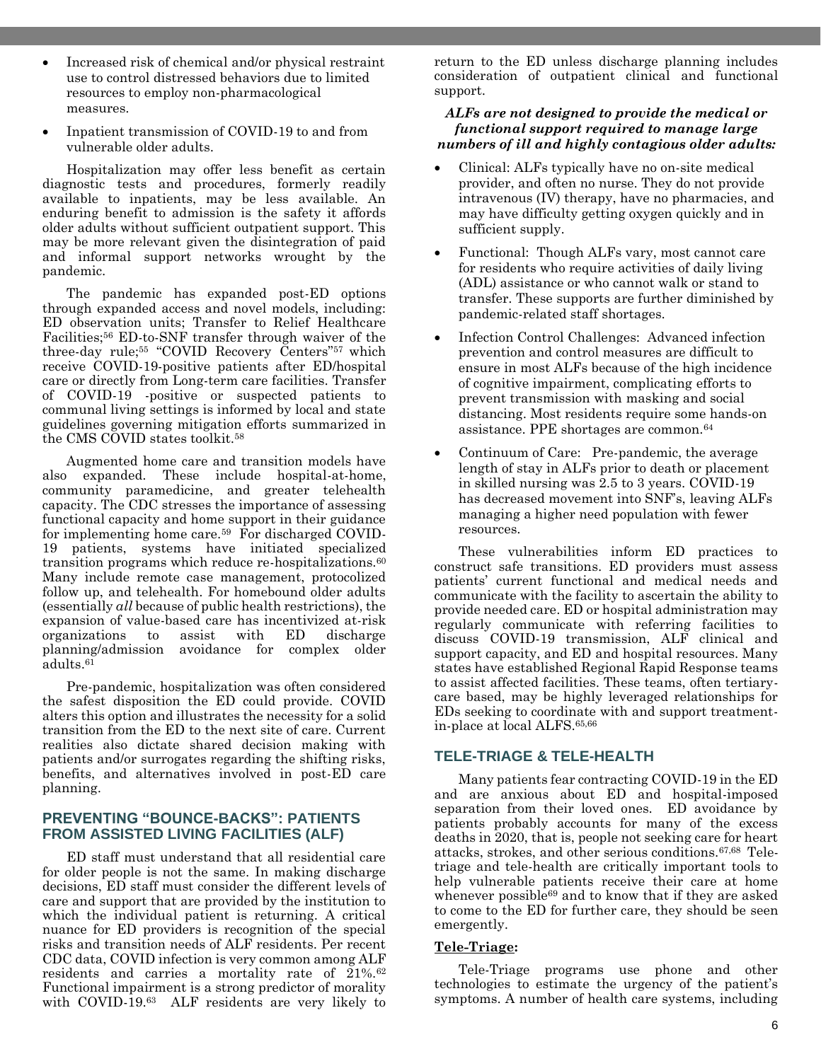- Increased risk of chemical and/or physical restraint use to control distressed behaviors due to limited resources to employ non-pharmacological measures.
- Inpatient transmission of COVID-19 to and from vulnerable older adults.

Hospitalization may offer less benefit as certain diagnostic tests and procedures, formerly readily available to inpatients, may be less available. An enduring benefit to admission is the safety it affords older adults without sufficient outpatient support. This may be more relevant given the disintegration of paid and informal support networks wrought by the pandemic.

The pandemic has expanded post-ED options through expanded access and novel models, including: ED observation units; Transfer to Relief Healthcare Facilities;[56] ED-to-SNF transfer through waiver of the three-day rule;[55] "COVID Recovery Centers"[57] which receive COVID-19-positive patients after ED/hospital care or directly from Long-term care facilities. Transfer of COVID-19 -positive or suspected patients to communal living settings is informed by local and state guidelines governing mitigation efforts summarized in the CMS COVID states toolkit.[58]

Augmented home care and transition models have also expanded. These include hospital-at-home, community paramedicine, and greater telehealth capacity. The CDC stresses the importance of assessing functional capacity and home support in their guidance for implementing home care.[59] For discharged COVID-19 patients, systems have initiated specialized transition programs which reduce re-hospitalizations.[60] Many include remote case management, protocolized follow up, and telehealth. For homebound older adults (essentially *all* because of public health restrictions), the expansion of value-based care has incentivized at-risk organizations to assist with ED discharge planning/admission avoidance for complex older adults.[61]

Pre-pandemic, hospitalization was often considered the safest disposition the ED could provide. COVID alters this option and illustrates the necessity for a solid transition from the ED to the next site of care. Current realities also dictate shared decision making with patients and/or surrogates regarding the shifting risks, benefits, and alternatives involved in post-ED care planning.

## PREVENTING "BOUNCE-BACKS": PATIENTS FROM ASSISTED LIVING FACILITIES (ALF)

ED staff must understand that all residential care for older people is not the same. In making discharge decisions, ED staff must consider the different levels of care and support that are provided by the institution to which the individual patient is returning. A critical nuance for ED providers is recognition of the special risks and transition needs of ALF residents. Per recent CDC data, COVID infection is very common among ALF residents and carries a mortality rate of 21%.[62] Functional impairment is a strong predictor of morality with COVID-19.[63] ALF residents are very likely to return to the ED unless discharge planning includes consideration of outpatient clinical and functional support.

***ALFs are not designed to provide the medical or functional support required to manage large numbers of ill and highly contagious older adults:***

- Clinical: ALFs typically have no on-site medical provider, and often no nurse. They do not provide intravenous (IV) therapy, have no pharmacies, and may have difficulty getting oxygen quickly and in sufficient supply.
- Functional: Though ALFs vary, most cannot care for residents who require activities of daily living (ADL) assistance or who cannot walk or stand to transfer. These supports are further diminished by pandemic-related staff shortages.
- Infection Control Challenges: Advanced infection prevention and control measures are difficult to ensure in most ALFs because of the high incidence of cognitive impairment, complicating efforts to prevent transmission with masking and social distancing. Most residents require some hands-on assistance. PPE shortages are common.[64]
- Continuum of Care: Pre-pandemic, the average length of stay in ALFs prior to death or placement in skilled nursing was 2.5 to 3 years. COVID-19 has decreased movement into SNF's, leaving ALFs managing a higher need population with fewer resources.

These vulnerabilities inform ED practices to construct safe transitions. ED providers must assess patients' current functional and medical needs and communicate with the facility to ascertain the ability to provide needed care. ED or hospital administration may regularly communicate with referring facilities to discuss COVID-19 transmission, ALF clinical and support capacity, and ED and hospital resources. Many states have established Regional Rapid Response teams to assist affected facilities. These teams, often tertiary-care based, may be highly leveraged relationships for EDs seeking to coordinate with and support treatment-in-place at local ALFS.[65,66]

## TELE-TRIAGE & TELE-HEALTH

Many patients fear contracting COVID-19 in the ED and are anxious about ED and hospital-imposed separation from their loved ones. ED avoidance by patients probably accounts for many of the excess deaths in 2020, that is, people not seeking care for heart attacks, strokes, and other serious conditions.[67,68] Tele-triage and tele-health are critically important tools to help vulnerable patients receive their care at home whenever possible[69] and to know that if they are asked to come to the ED for further care, they should be seen emergently.

**Tele-Triage:**

Tele-Triage programs use phone and other technologies to estimate the urgency of the patient's symptoms. A number of health care systems, including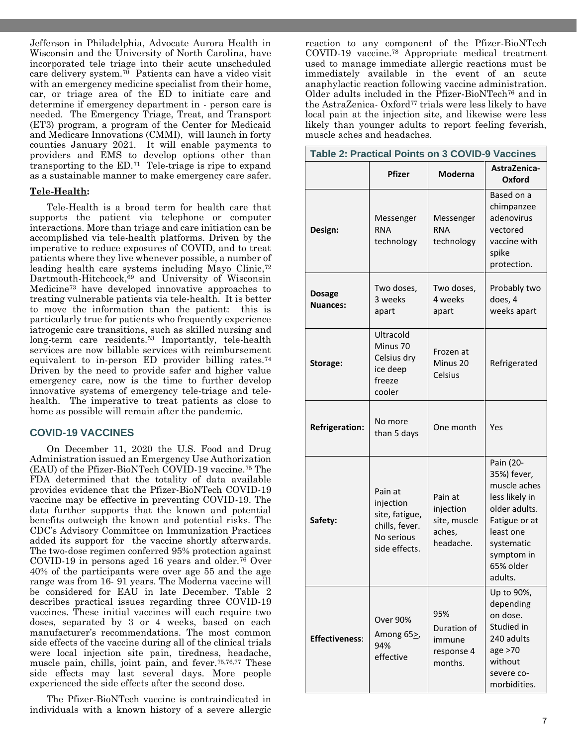Jefferson in Philadelphia, Advocate Aurora Health in Wisconsin and the University of North Carolina, have incorporated tele triage into their acute unscheduled care delivery system.[70] Patients can have a video visit with an emergency medicine specialist from their home, car, or triage area of the ED to initiate care and determine if emergency department in - person care is needed. The Emergency Triage, Treat, and Transport (ET3) program, a program of the Center for Medicaid and Medicare Innovations (CMMI), will launch in forty counties January 2021. It will enable payments to providers and EMS to develop options other than transporting to the ED.[71] Tele-triage is ripe to expand as a sustainable manner to make emergency care safer.

**Tele-Health:**

Tele-Health is a broad term for health care that supports the patient via telephone or computer interactions. More than triage and care initiation can be accomplished via tele-health platforms. Driven by the imperative to reduce exposures of COVID, and to treat patients where they live whenever possible, a number of leading health care systems including Mayo Clinic,[72] Dartmouth-Hitchcock,[69] and University of Wisconsin Medicine[73] have developed innovative approaches to treating vulnerable patients via tele-health. It is better to move the information than the patient: this is particularly true for patients who frequently experience iatrogenic care transitions, such as skilled nursing and long-term care residents.[53] Importantly, tele-health services are now billable services with reimbursement equivalent to in-person ED provider billing rates.[74] Driven by the need to provide safer and higher value emergency care, now is the time to further develop innovative systems of emergency tele-triage and tele-health. The imperative to treat patients as close to home as possible will remain after the pandemic.

## COVID-19 VACCINES

On December 11, 2020 the U.S. Food and Drug Administration issued an Emergency Use Authorization (EAU) of the Pfizer-BioNTech COVID-19 vaccine.[75] The FDA determined that the totality of data available provides evidence that the Pfizer-BioNTech COVID-19 vaccine may be effective in preventing COVID-19. The data further supports that the known and potential benefits outweigh the known and potential risks. The CDC's Advisory Committee on Immunization Practices added its support for the vaccine shortly afterwards. The two-dose regimen conferred 95% protection against COVID-19 in persons aged 16 years and older.[76] Over 40% of the participants were over age 55 and the age range was from 16- 91 years. The Moderna vaccine will be considered for EAU in late December. Table 2 describes practical issues regarding three COVID-19 vaccines. These initial vaccines will each require two doses, separated by 3 or 4 weeks, based on each manufacturer's recommendations. The most common side effects of the vaccine during all of the clinical trials were local injection site pain, tiredness, headache, muscle pain, chills, joint pain, and fever.[75,76,77] These side effects may last several days. More people experienced the side effects after the second dose.

The Pfizer-BioNTech vaccine is contraindicated in individuals with a known history of a severe allergic reaction to any component of the Pfizer-BioNTech COVID-19 vaccine.[78] Appropriate medical treatment used to manage immediate allergic reactions must be immediately available in the event of an acute anaphylactic reaction following vaccine administration. Older adults included in the Pfizer-BioNTech[76] and in the AstraZenica- Oxford[77] trials were less likely to have local pain at the injection site, and likewise were less likely than younger adults to report feeling feverish, muscle aches and headaches.

**Table 2: Practical Points on 3 COVID-9 Vaccines**

| | Pfizer | Moderna | AstraZenica-Oxford |
|---|---|---|---|
| **Design:** | Messenger RNA technology | Messenger RNA technology | Based on a chimpanzee adenovirus vectored vaccine with spike protection. |
| **Dosage Nuances:** | Two doses, 3 weeks apart | Two doses, 4 weeks apart | Probably two does, 4 weeks apart |
| **Storage:** | Ultracold Minus 70 Celsius dry ice deep freeze cooler | Frozen at Minus 20 Celsius | Refrigerated |
| **Refrigeration:** | No more than 5 days | One month | Yes |
| **Safety:** | Pain at injection site, fatigue, chills, fever. No serious side effects. | Pain at injection site, muscle aches, headache. | Pain (20-35%) fever, muscle aches less likely in older adults. Fatigue or at least one systematic symptom in 65% older adults. |
| **Effectiveness:** | Over 90% Among 65≥, 94% effective | 95% Duration of immune response 4 months. | Up to 90%, depending on dose. Studied in 240 adults age >70 without severe co-morbidities. |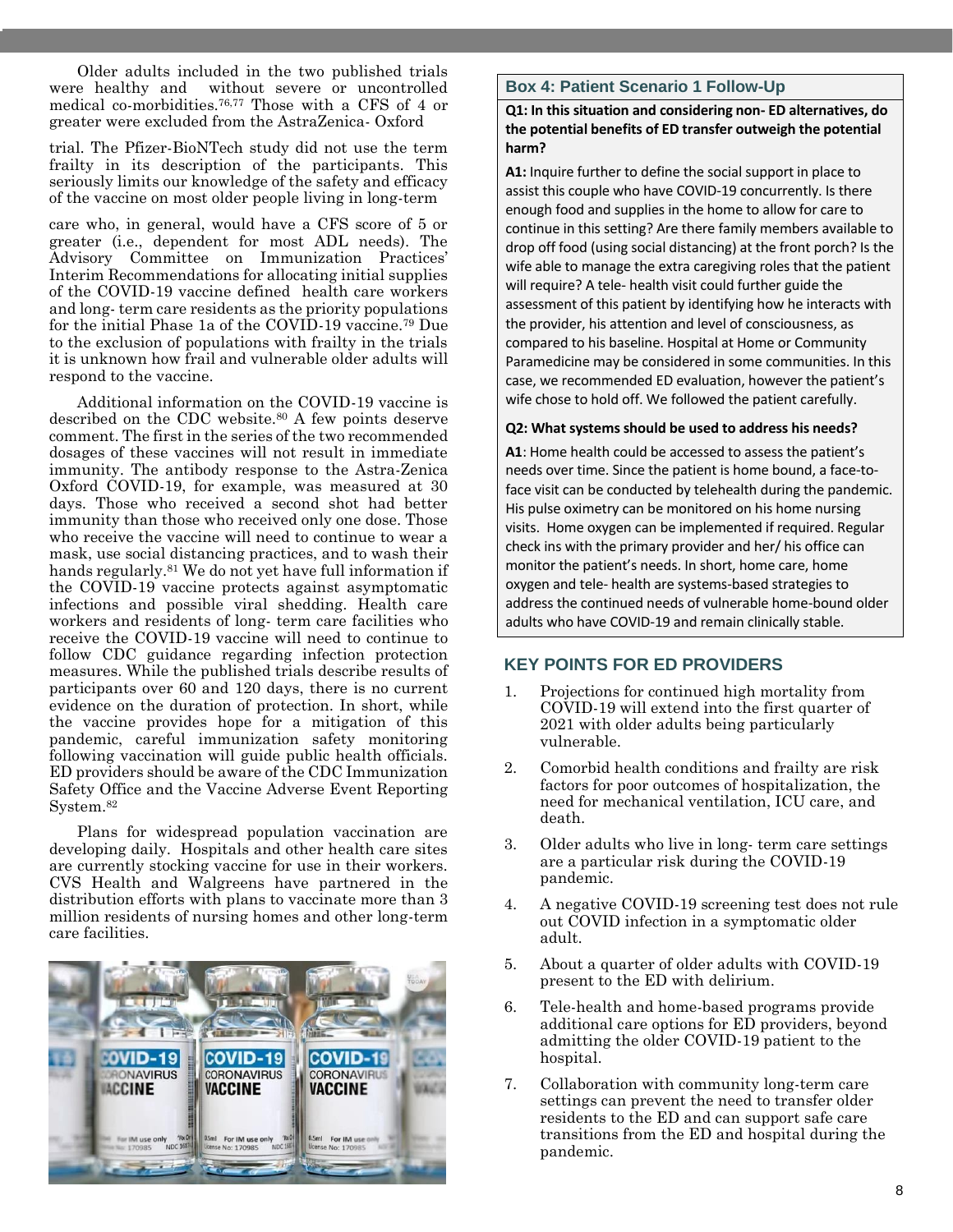Older adults included in the two published trials were healthy and without severe or uncontrolled medical co-morbidities.[76,77] Those with a CFS of 4 or greater were excluded from the AstraZenica- Oxford trial. The Pfizer-BioNTech study did not use the term frailty in its description of the participants. This seriously limits our knowledge of the safety and efficacy of the vaccine on most older people living in long-term care who, in general, would have a CFS score of 5 or greater (i.e., dependent for most ADL needs). The Advisory Committee on Immunization Practices' Interim Recommendations for allocating initial supplies of the COVID-19 vaccine defined health care workers and long- term care residents as the priority populations for the initial Phase 1a of the COVID-19 vaccine.[79] Due to the exclusion of populations with frailty in the trials it is unknown how frail and vulnerable older adults will respond to the vaccine.

Additional information on the COVID-19 vaccine is described on the CDC website.[80] A few points deserve comment. The first in the series of the two recommended dosages of these vaccines will not result in immediate immunity. The antibody response to the Astra-Zenica Oxford COVID-19, for example, was measured at 30 days. Those who received a second shot had better immunity than those who received only one dose. Those who receive the vaccine will need to continue to wear a mask, use social distancing practices, and to wash their hands regularly.[81] We do not yet have full information if the COVID-19 vaccine protects against asymptomatic infections and possible viral shedding. Health care workers and residents of long- term care facilities who receive the COVID-19 vaccine will need to continue to follow CDC guidance regarding infection protection measures. While the published trials describe results of participants over 60 and 120 days, there is no current evidence on the duration of protection. In short, while the vaccine provides hope for a mitigation of this pandemic, careful immunization safety monitoring following vaccination will guide public health officials. ED providers should be aware of the CDC Immunization Safety Office and the Vaccine Adverse Event Reporting System.[82]

Plans for widespread population vaccination are developing daily. Hospitals and other health care sites are currently stocking vaccine for use in their workers. CVS Health and Walgreens have partnered in the distribution efforts with plans to vaccinate more than 3 million residents of nursing homes and other long-term care facilities.

### Box 4: Patient Scenario 1 Follow-Up

**Q1: In this situation and considering non- ED alternatives, do the potential benefits of ED transfer outweigh the potential harm?**

**A1:** Inquire further to define the social support in place to assist this couple who have COVID-19 concurrently. Is there enough food and supplies in the home to allow for care to continue in this setting? Are there family members available to drop off food (using social distancing) at the front porch? Is the wife able to manage the extra caregiving roles that the patient will require? A tele- health visit could further guide the assessment of this patient by identifying how he interacts with the provider, his attention and level of consciousness, as compared to his baseline. Hospital at Home or Community Paramedicine may be considered in some communities. In this case, we recommended ED evaluation, however the patient's wife chose to hold off. We followed the patient carefully.

**Q2: What systems should be used to address his needs?**

**A1**: Home health could be accessed to assess the patient's needs over time. Since the patient is home bound, a face-to-face visit can be conducted by telehealth during the pandemic. His pulse oximetry can be monitored on his home nursing visits. Home oxygen can be implemented if required. Regular check ins with the primary provider and her/ his office can monitor the patient's needs. In short, home care, home oxygen and tele- health are systems-based strategies to address the continued needs of vulnerable home-bound older adults who have COVID-19 and remain clinically stable.

## KEY POINTS FOR ED PROVIDERS

1. Projections for continued high mortality from COVID-19 will extend into the first quarter of 2021 with older adults being particularly vulnerable.
2. Comorbid health conditions and frailty are risk factors for poor outcomes of hospitalization, the need for mechanical ventilation, ICU care, and death.
3. Older adults who live in long- term care settings are a particular risk during the COVID-19 pandemic.
4. A negative COVID-19 screening test does not rule out COVID infection in a symptomatic older adult.
5. About a quarter of older adults with COVID-19 present to the ED with delirium.
6. Tele-health and home-based programs provide additional care options for ED providers, beyond admitting the older COVID-19 patient to the hospital.
7. Collaboration with community long-term care settings can prevent the need to transfer older residents to the ED and can support safe care transitions from the ED and hospital during the pandemic.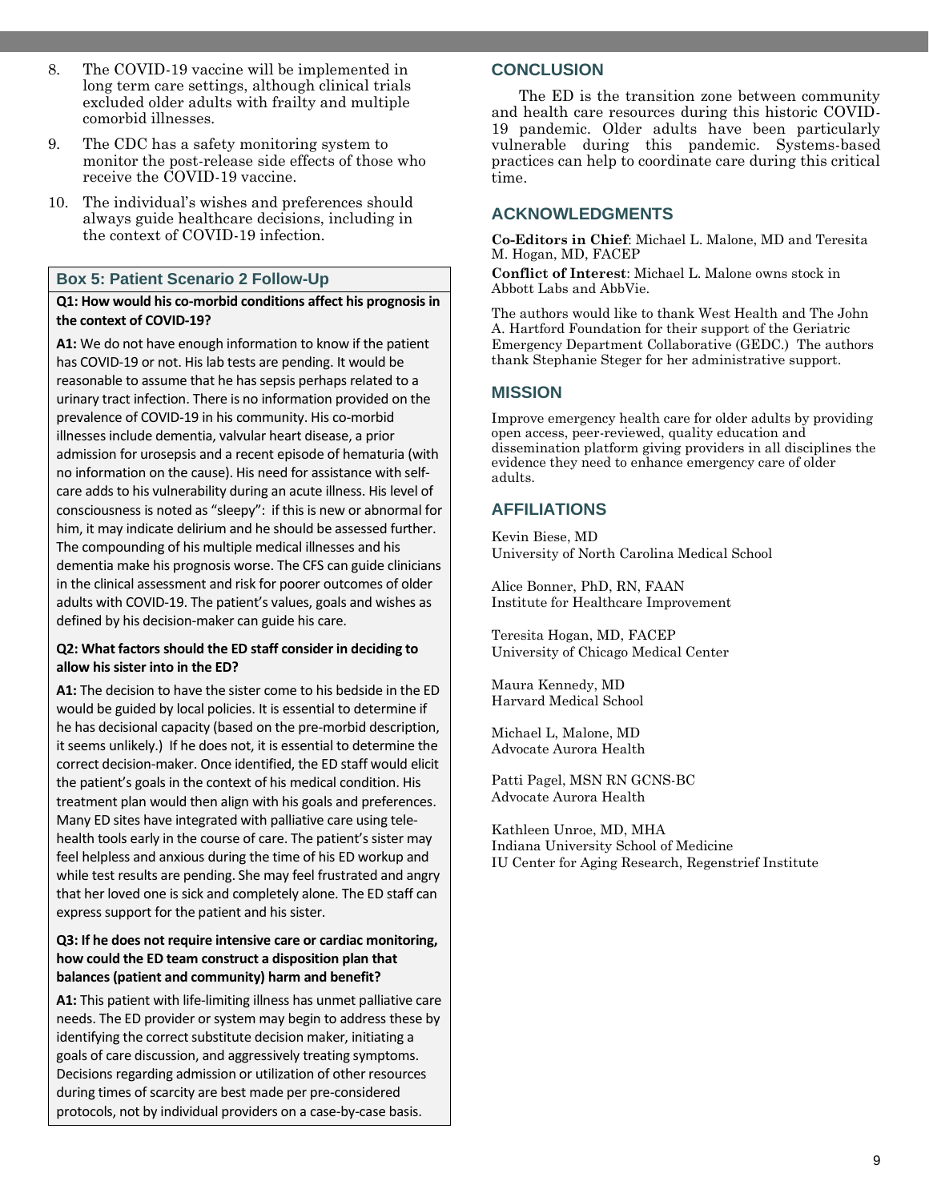8. The COVID-19 vaccine will be implemented in long term care settings, although clinical trials excluded older adults with frailty and multiple comorbid illnesses.
9. The CDC has a safety monitoring system to monitor the post-release side effects of those who receive the COVID-19 vaccine.
10. The individual's wishes and preferences should always guide healthcare decisions, including in the context of COVID-19 infection.

### Box 5: Patient Scenario 2 Follow-Up

**Q1: How would his co-morbid conditions affect his prognosis in the context of COVID-19?**

**A1:** We do not have enough information to know if the patient has COVID-19 or not. His lab tests are pending. It would be reasonable to assume that he has sepsis perhaps related to a urinary tract infection. There is no information provided on the prevalence of COVID-19 in his community. His co-morbid illnesses include dementia, valvular heart disease, a prior admission for urosepsis and a recent episode of hematuria (with no information on the cause). His need for assistance with self-care adds to his vulnerability during an acute illness. His level of consciousness is noted as "sleepy": if this is new or abnormal for him, it may indicate delirium and he should be assessed further. The compounding of his multiple medical illnesses and his dementia make his prognosis worse. The CFS can guide clinicians in the clinical assessment and risk for poorer outcomes of older adults with COVID-19. The patient's values, goals and wishes as defined by his decision-maker can guide his care.

**Q2: What factors should the ED staff consider in deciding to allow his sister into in the ED?**

**A1:** The decision to have the sister come to his bedside in the ED would be guided by local policies. It is essential to determine if he has decisional capacity (based on the pre-morbid description, it seems unlikely.) If he does not, it is essential to determine the correct decision-maker. Once identified, the ED staff would elicit the patient's goals in the context of his medical condition. His treatment plan would then align with his goals and preferences. Many ED sites have integrated with palliative care using tele-health tools early in the course of care. The patient's sister may feel helpless and anxious during the time of his ED workup and while test results are pending. She may feel frustrated and angry that her loved one is sick and completely alone. The ED staff can express support for the patient and his sister.

**Q3: If he does not require intensive care or cardiac monitoring, how could the ED team construct a disposition plan that balances (patient and community) harm and benefit?**

**A1:** This patient with life-limiting illness has unmet palliative care needs. The ED provider or system may begin to address these by identifying the correct substitute decision maker, initiating a goals of care discussion, and aggressively treating symptoms. Decisions regarding admission or utilization of other resources during times of scarcity are best made per pre-considered protocols, not by individual providers on a case-by-case basis.

## CONCLUSION

The ED is the transition zone between community and health care resources during this historic COVID-19 pandemic. Older adults have been particularly vulnerable during this pandemic. Systems-based practices can help to coordinate care during this critical time.

## ACKNOWLEDGMENTS

**Co-Editors in Chief**: Michael L. Malone, MD and Teresita M. Hogan, MD, FACEP

**Conflict of Interest**: Michael L. Malone owns stock in Abbott Labs and AbbVie.

The authors would like to thank West Health and The John A. Hartford Foundation for their support of the Geriatric Emergency Department Collaborative (GEDC.) The authors thank Stephanie Steger for her administrative support.

## MISSION

Improve emergency health care for older adults by providing open access, peer-reviewed, quality education and dissemination platform giving providers in all disciplines the evidence they need to enhance emergency care of older adults.

## AFFILIATIONS

Kevin Biese, MD
University of North Carolina Medical School

Alice Bonner, PhD, RN, FAAN
Institute for Healthcare Improvement

Teresita Hogan, MD, FACEP
University of Chicago Medical Center

Maura Kennedy, MD
Harvard Medical School

Michael L, Malone, MD
Advocate Aurora Health

Patti Pagel, MSN RN GCNS-BC
Advocate Aurora Health

Kathleen Unroe, MD, MHA
Indiana University School of Medicine
IU Center for Aging Research, Regenstrief Institute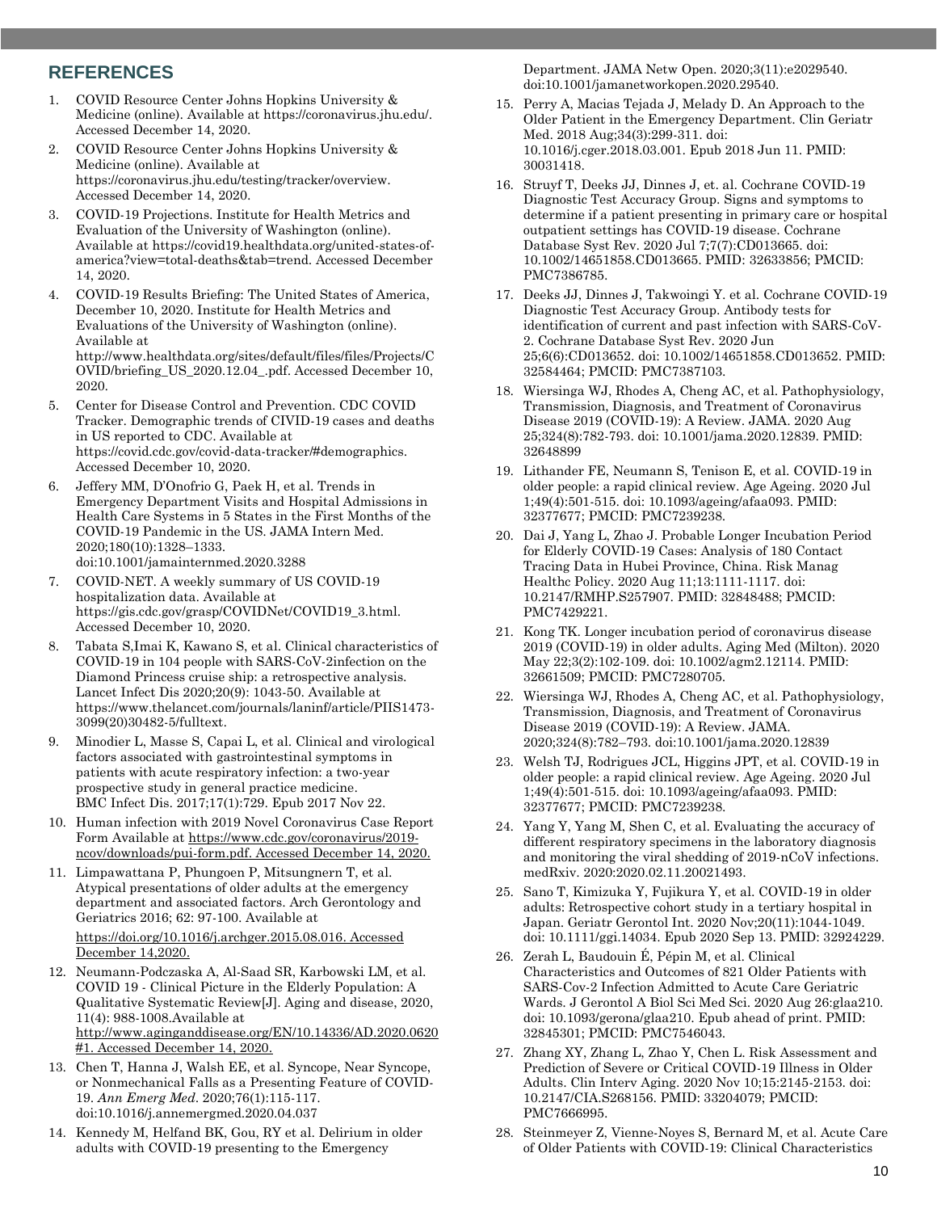## REFERENCES

1. COVID Resource Center Johns Hopkins University & Medicine (online). Available at https://coronavirus.jhu.edu/. Accessed December 14, 2020.
2. COVID Resource Center Johns Hopkins University & Medicine (online). Available at https://coronavirus.jhu.edu/testing/tracker/overview. Accessed December 14, 2020.
3. COVID-19 Projections. Institute for Health Metrics and Evaluation of the University of Washington (online). Available at https://covid19.healthdata.org/united-states-of-america?view=total-deaths&tab=trend. Accessed December 14, 2020.
4. COVID-19 Results Briefing: The United States of America, December 10, 2020. Institute for Health Metrics and Evaluations of the University of Washington (online). Available at http://www.healthdata.org/sites/default/files/files/Projects/COVID/briefing_US_2020.12.04_.pdf. Accessed December 10, 2020.
5. Center for Disease Control and Prevention. CDC COVID Tracker. Demographic trends of CIVID-19 cases and deaths in US reported to CDC. Available at https://covid.cdc.gov/covid-data-tracker/#demographics. Accessed December 10, 2020.
6. Jeffery MM, D'Onofrio G, Paek H, et al. Trends in Emergency Department Visits and Hospital Admissions in Health Care Systems in 5 States in the First Months of the COVID-19 Pandemic in the US. JAMA Intern Med. 2020;180(10):1328–1333. doi:10.1001/jamainternmed.2020.3288
7. COVID-NET. A weekly summary of US COVID-19 hospitalization data. Available at https://gis.cdc.gov/grasp/COVIDNet/COVID19_3.html. Accessed December 10, 2020.
8. Tabata S,Imai K, Kawano S, et al. Clinical characteristics of COVID-19 in 104 people with SARS-CoV-2infection on the Diamond Princess cruise ship: a retrospective analysis. Lancet Infect Dis 2020;20(9): 1043-50. Available at https://www.thelancet.com/journals/laninf/article/PIIS1473-3099(20)30482-5/fulltext.
9. Minodier L, Masse S, Capai L, et al. Clinical and virological factors associated with gastrointestinal symptoms in patients with acute respiratory infection: a two-year prospective study in general practice medicine. BMC Infect Dis. 2017;17(1):729. Epub 2017 Nov 22.
10. Human infection with 2019 Novel Coronavirus Case Report Form Available at https://www.cdc.gov/coronavirus/2019-ncov/downloads/pui-form.pdf. Accessed December 14, 2020.
11. Limpawattana P, Phungoen P, Mitsungnern T, et al. Atypical presentations of older adults at the emergency department and associated factors. Arch Gerontology and Geriatrics 2016; 62: 97-100. Available at https://doi.org/10.1016/j.archger.2015.08.016. Accessed December 14,2020.
12. Neumann-Podczaska A, Al-Saad SR, Karbowski LM, et al. COVID 19 - Clinical Picture in the Elderly Population: A Qualitative Systematic Review[J]. Aging and disease, 2020, 11(4): 988-1008.Available at http://www.aginganddisease.org/EN/10.14336/AD.2020.0620#1. Accessed December 14, 2020.
13. Chen T, Hanna J, Walsh EE, et al. Syncope, Near Syncope, or Nonmechanical Falls as a Presenting Feature of COVID-19. *Ann Emerg Med*. 2020;76(1):115-117. doi:10.1016/j.annemergmed.2020.04.037
14. Kennedy M, Helfand BK, Gou, RY et al. Delirium in older adults with COVID-19 presenting to the Emergency Department. JAMA Netw Open. 2020;3(11):e2029540. doi:10.1001/jamanetworkopen.2020.29540.
15. Perry A, Macias Tejada J, Melady D. An Approach to the Older Patient in the Emergency Department. Clin Geriatr Med. 2018 Aug;34(3):299-311. doi: 10.1016/j.cger.2018.03.001. Epub 2018 Jun 11. PMID: 30031418.
16. Struyf T, Deeks JJ, Dinnes J, et. al. Cochrane COVID-19 Diagnostic Test Accuracy Group. Signs and symptoms to determine if a patient presenting in primary care or hospital outpatient settings has COVID-19 disease. Cochrane Database Syst Rev. 2020 Jul 7;7(7):CD013665. doi: 10.1002/14651858.CD013665. PMID: 32633856; PMCID: PMC7386785.
17. Deeks JJ, Dinnes J, Takwoingi Y. et al. Cochrane COVID-19 Diagnostic Test Accuracy Group. Antibody tests for identification of current and past infection with SARS-CoV-2. Cochrane Database Syst Rev. 2020 Jun 25;6(6):CD013652. doi: 10.1002/14651858.CD013652. PMID: 32584464; PMCID: PMC7387103.
18. Wiersinga WJ, Rhodes A, Cheng AC, et al. Pathophysiology, Transmission, Diagnosis, and Treatment of Coronavirus Disease 2019 (COVID-19): A Review. JAMA. 2020 Aug 25;324(8):782-793. doi: 10.1001/jama.2020.12839. PMID: 32648899
19. Lithander FE, Neumann S, Tenison E, et al. COVID-19 in older people: a rapid clinical review. Age Ageing. 2020 Jul 1;49(4):501-515. doi: 10.1093/ageing/afaa093. PMID: 32377677; PMCID: PMC7239238.
20. Dai J, Yang L, Zhao J. Probable Longer Incubation Period for Elderly COVID-19 Cases: Analysis of 180 Contact Tracing Data in Hubei Province, China. Risk Manag Healthc Policy. 2020 Aug 11;13:1111-1117. doi: 10.2147/RMHP.S257907. PMID: 32848488; PMCID: PMC7429221.
21. Kong TK. Longer incubation period of coronavirus disease 2019 (COVID-19) in older adults. Aging Med (Milton). 2020 May 22;3(2):102-109. doi: 10.1002/agm2.12114. PMID: 32661509; PMCID: PMC7280705.
22. Wiersinga WJ, Rhodes A, Cheng AC, et al. Pathophysiology, Transmission, Diagnosis, and Treatment of Coronavirus Disease 2019 (COVID-19): A Review. JAMA. 2020;324(8):782–793. doi:10.1001/jama.2020.12839
23. Welsh TJ, Rodrigues JCL, Higgins JPT, et al. COVID-19 in older people: a rapid clinical review. Age Ageing. 2020 Jul 1;49(4):501-515. doi: 10.1093/ageing/afaa093. PMID: 32377677; PMCID: PMC7239238.
24. Yang Y, Yang M, Shen C, et al. Evaluating the accuracy of different respiratory specimens in the laboratory diagnosis and monitoring the viral shedding of 2019-nCoV infections. medRxiv. 2020:2020.02.11.20021493.
25. Sano T, Kimizuka Y, Fujikura Y, et al. COVID-19 in older adults: Retrospective cohort study in a tertiary hospital in Japan. Geriatr Gerontol Int. 2020 Nov;20(11):1044-1049. doi: 10.1111/ggi.14034. Epub 2020 Sep 13. PMID: 32924229.
26. Zerah L, Baudouin É, Pépin M, et al. Clinical Characteristics and Outcomes of 821 Older Patients with SARS-Cov-2 Infection Admitted to Acute Care Geriatric Wards. J Gerontol A Biol Sci Med Sci. 2020 Aug 26:glaa210. doi: 10.1093/gerona/glaa210. Epub ahead of print. PMID: 32845301; PMCID: PMC7546043.
27. Zhang XY, Zhang L, Zhao Y, Chen L. Risk Assessment and Prediction of Severe or Critical COVID-19 Illness in Older Adults. Clin Interv Aging. 2020 Nov 10;15:2145-2153. doi: 10.2147/CIA.S268156. PMID: 33204079; PMCID: PMC7666995.
28. Steinmeyer Z, Vienne-Noyes S, Bernard M, et al. Acute Care of Older Patients with COVID-19: Clinical Characteristics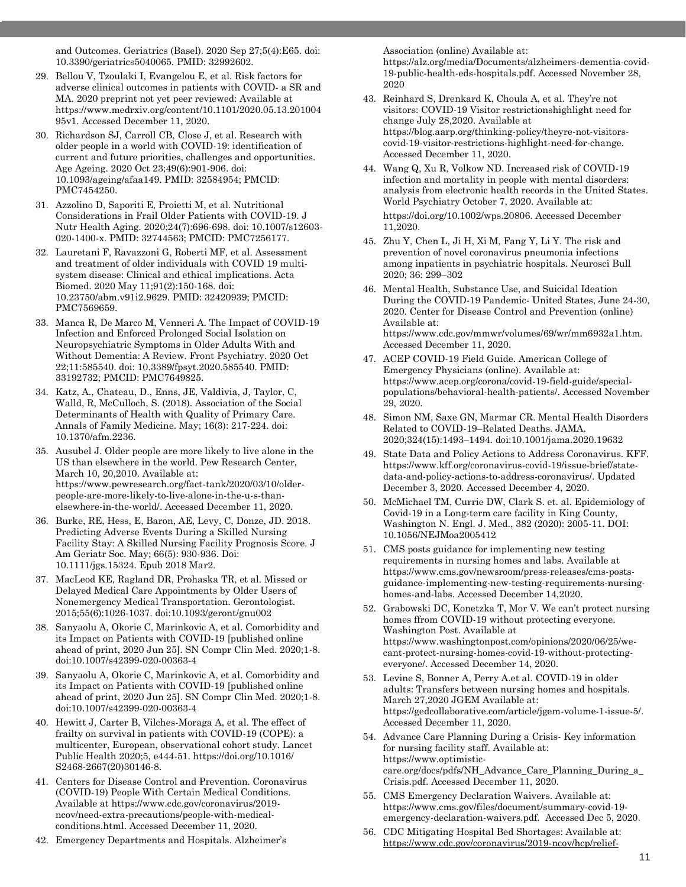and Outcomes. Geriatrics (Basel). 2020 Sep 27;5(4):E65. doi: 10.3390/geriatrics5040065. PMID: 32992602.

29. Bellou V, Tzoulaki I, Evangelou E, et al. Risk factors for adverse clinical outcomes in patients with COVID- a SR and MA. 2020 preprint not yet peer reviewed: Available at https://www.medrxiv.org/content/10.1101/2020.05.13.20100495v1. Accessed December 11, 2020.
30. Richardson SJ, Carroll CB, Close J, et al. Research with older people in a world with COVID-19: identification of current and future priorities, challenges and opportunities. Age Ageing. 2020 Oct 23;49(6):901-906. doi: 10.1093/ageing/afaa149. PMID: 32584954; PMCID: PMC7454250.
31. Azzolino D, Saporiti E, Proietti M, et al. Nutritional Considerations in Frail Older Patients with COVID-19. J Nutr Health Aging. 2020;24(7):696-698. doi: 10.1007/s12603-020-1400-x. PMID: 32744563; PMCID: PMC7256177.
32. Lauretani F, Ravazzoni G, Roberti MF, et al. Assessment and treatment of older individuals with COVID 19 multi-system disease: Clinical and ethical implications. Acta Biomed. 2020 May 11;91(2):150-168. doi: 10.23750/abm.v91i2.9629. PMID: 32420939; PMCID: PMC7569659.
33. Manca R, De Marco M, Venneri A. The Impact of COVID-19 Infection and Enforced Prolonged Social Isolation on Neuropsychiatric Symptoms in Older Adults With and Without Dementia: A Review. Front Psychiatry. 2020 Oct 22;11:585540. doi: 10.3389/fpsyt.2020.585540. PMID: 33192732; PMCID: PMC7649825.
34. Katz, A., Chateau, D., Enns, JE, Valdivia, J, Taylor, C, Walld, R, McCulloch, S. (2018). Association of the Social Determinants of Health with Quality of Primary Care. Annals of Family Medicine. May; 16(3): 217-224. doi: 10.1370/afm.2236.
35. Ausubel J. Older people are more likely to live alone in the US than elsewhere in the world. Pew Research Center, March 10, 20,2010. Available at: https://www.pewresearch.org/fact-tank/2020/03/10/older-people-are-more-likely-to-live-alone-in-the-u-s-than-elsewhere-in-the-world/. Accessed December 11, 2020.
36. Burke, RE, Hess, E, Baron, AE, Levy, C, Donze, JD. 2018. Predicting Adverse Events During a Skilled Nursing Facility Stay: A Skilled Nursing Facility Prognosis Score. J Am Geriatr Soc. May; 66(5): 930-936. Doi: 10.1111/jgs.15324. Epub 2018 Mar2.
37. MacLeod KE, Ragland DR, Prohaska TR, et al. Missed or Delayed Medical Care Appointments by Older Users of Nonemergency Medical Transportation. Gerontologist. 2015;55(6):1026-1037. doi:10.1093/geront/gnu002
38. Sanyaolu A, Okorie C, Marinkovic A, et al. Comorbidity and its Impact on Patients with COVID-19 [published online ahead of print, 2020 Jun 25]. SN Compr Clin Med. 2020;1-8. doi:10.1007/s42399-020-00363-4
39. Sanyaolu A, Okorie C, Marinkovic A, et al. Comorbidity and its Impact on Patients with COVID-19 [published online ahead of print, 2020 Jun 25]. SN Compr Clin Med. 2020;1-8. doi:10.1007/s42399-020-00363-4
40. Hewitt J, Carter B, Vilches-Moraga A, et al. The effect of frailty on survival in patients with COVID-19 (COPE): a multicenter, European, observational cohort study. Lancet Public Health 2020;5, e444-51. https://doi.org/10.1016/S2468-2667(20)30146-8.
41. Centers for Disease Control and Prevention. Coronavirus (COVID-19) People With Certain Medical Conditions. Available at https://www.cdc.gov/coronavirus/2019-ncov/need-extra-precautions/people-with-medical-conditions.html. Accessed December 11, 2020.
42. Emergency Departments and Hospitals. Alzheimer's Association (online) Available at: https://alz.org/media/Documents/alzheimers-dementia-covid-19-public-health-eds-hospitals.pdf. Accessed November 28, 2020
43. Reinhard S, Drenkard K, Choula A, et al. They're not visitors: COVID-19 Visitor restrictionshighlight need for change July 28,2020. Available at https://blog.aarp.org/thinking-policy/theyre-not-visitors-covid-19-visitor-restrictions-highlight-need-for-change. Accessed December 11, 2020.
44. Wang Q, Xu R, Volkow ND. Increased risk of COVID-19 infection and mortality in people with mental disorders: analysis from electronic health records in the United States. World Psychiatry October 7, 2020. Available at: https://doi.org/10.1002/wps.20806. Accessed December 11,2020.
45. Zhu Y, Chen L, Ji H, Xi M, Fang Y, Li Y. The risk and prevention of novel coronavirus pneumonia infections among inpatients in psychiatric hospitals. Neurosci Bull 2020; 36: 299–302
46. Mental Health, Substance Use, and Suicidal Ideation During the COVID-19 Pandemic- United States, June 24-30, 2020. Center for Disease Control and Prevention (online) Available at: https://www.cdc.gov/mmwr/volumes/69/wr/mm6932a1.htm. Accessed December 11, 2020.
47. ACEP COVID-19 Field Guide. American College of Emergency Physicians (online). Available at: https://www.acep.org/corona/covid-19-field-guide/special-populations/behavioral-health-patients/. Accessed November 29, 2020.
48. Simon NM, Saxe GN, Marmar CR. Mental Health Disorders Related to COVID-19–Related Deaths. JAMA. 2020;324(15):1493–1494. doi:10.1001/jama.2020.19632
49. State Data and Policy Actions to Address Coronavirus. KFF. https://www.kff.org/coronavirus-covid-19/issue-brief/state-data-and-policy-actions-to-address-coronavirus/. Updated December 3, 2020. Accessed December 4, 2020.
50. McMichael TM, Currie DW, Clark S. et. al. Epidemiology of Covid-19 in a Long-term care facility in King County, Washington N. Engl. J. Med., 382 (2020): 2005-11. DOI: 10.1056/NEJMoa2005412
51. CMS posts guidance for implementing new testing requirements in nursing homes and labs. Available at https://www.cms.gov/newsroom/press-releases/cms-posts-guidance-implementing-new-testing-requirements-nursing-homes-and-labs. Accessed December 14,2020.
52. Grabowski DC, Konetzka T, Mor V. We can't protect nursing homes ffrom COVID-19 without protecting everyone. Washington Post. Available at https://www.washingtonpost.com/opinions/2020/06/25/we-cant-protect-nursing-homes-covid-19-without-protecting-everyone/. Accessed December 14, 2020.
53. Levine S, Bonner A, Perry A.et al. COVID-19 in older adults: Transfers between nursing homes and hospitals. March 27,2020 JGEM Available at: https://gedcollaborative.com/article/jgem-volume-1-issue-5/. Accessed December 11, 2020.
54. Advance Care Planning During a Crisis- Key information for nursing facility staff. Available at: https://www.optimistic-care.org/docs/pdfs/NH_Advance_Care_Planning_During_a_Crisis.pdf. Accessed December 11, 2020.
55. CMS Emergency Declaration Waivers. Available at: https://www.cms.gov/files/document/summary-covid-19-emergency-declaration-waivers.pdf. Accessed Dec 5, 2020.
56. CDC Mitigating Hospital Bed Shortages: Available at: https://www.cdc.gov/coronavirus/2019-ncov/hcp/relief-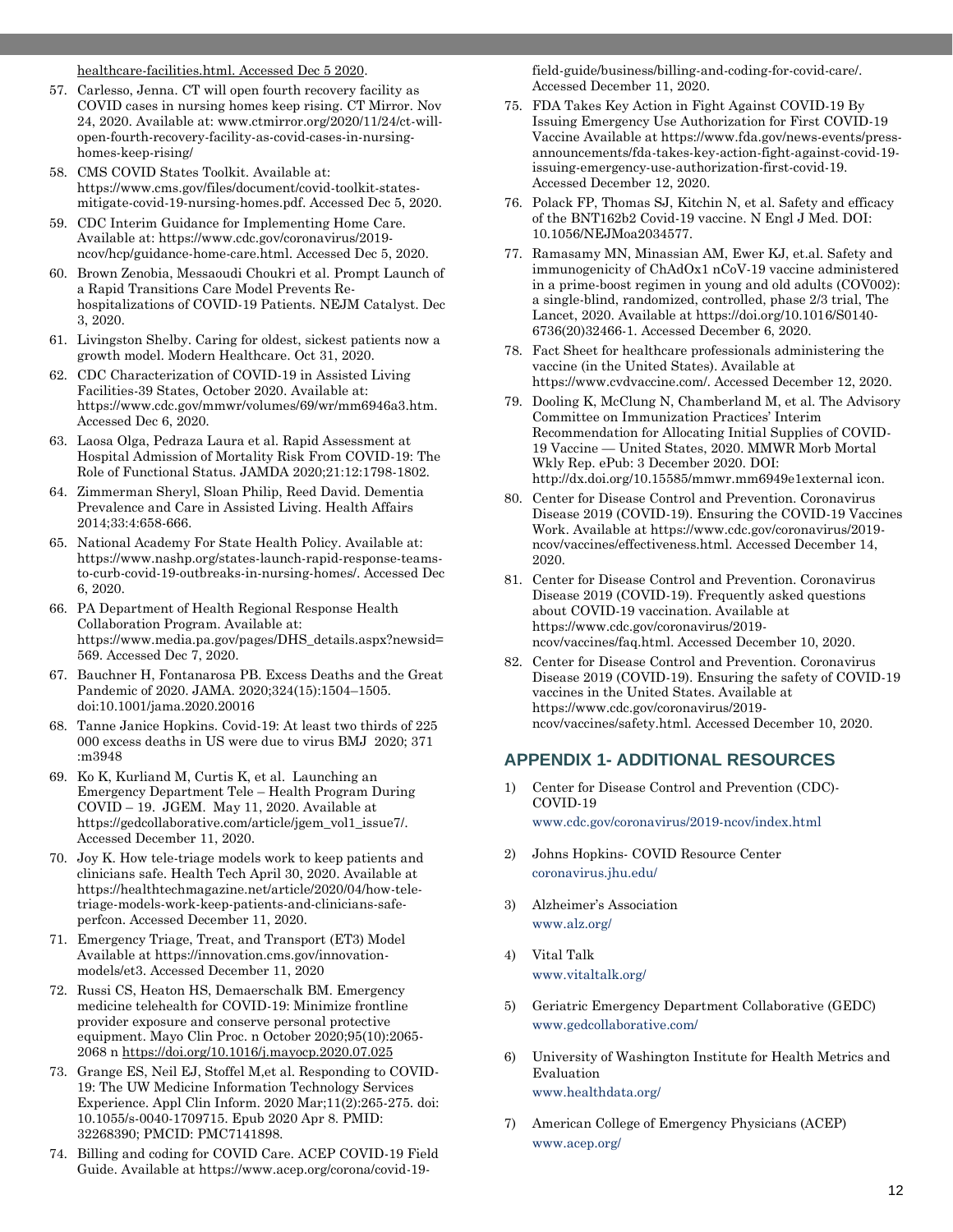healthcare-facilities.html. Accessed Dec 5 2020.

57. Carlesso, Jenna. CT will open fourth recovery facility as COVID cases in nursing homes keep rising. CT Mirror. Nov 24, 2020. Available at: www.ctmirror.org/2020/11/24/ct-will-open-fourth-recovery-facility-as-covid-cases-in-nursing-homes-keep-rising/
58. CMS COVID States Toolkit. Available at: https://www.cms.gov/files/document/covid-toolkit-states-mitigate-covid-19-nursing-homes.pdf. Accessed Dec 5, 2020.
59. CDC Interim Guidance for Implementing Home Care. Available at: https://www.cdc.gov/coronavirus/2019-ncov/hcp/guidance-home-care.html. Accessed Dec 5, 2020.
60. Brown Zenobia, Messaoudi Choukri et al. Prompt Launch of a Rapid Transitions Care Model Prevents Re-hospitalizations of COVID-19 Patients. NEJM Catalyst. Dec 3, 2020.
61. Livingston Shelby. Caring for oldest, sickest patients now a growth model. Modern Healthcare. Oct 31, 2020.
62. CDC Characterization of COVID-19 in Assisted Living Facilities-39 States, October 2020. Available at: https://www.cdc.gov/mmwr/volumes/69/wr/mm6946a3.htm. Accessed Dec 6, 2020.
63. Laosa Olga, Pedraza Laura et al. Rapid Assessment at Hospital Admission of Mortality Risk From COVID-19: The Role of Functional Status. JAMDA 2020;21:12:1798-1802.
64. Zimmerman Sheryl, Sloan Philip, Reed David. Dementia Prevalence and Care in Assisted Living. Health Affairs 2014;33:4:658-666.
65. National Academy For State Health Policy. Available at: https://www.nashp.org/states-launch-rapid-response-teams-to-curb-covid-19-outbreaks-in-nursing-homes/. Accessed Dec 6, 2020.
66. PA Department of Health Regional Response Health Collaboration Program. Available at: https://www.media.pa.gov/pages/DHS_details.aspx?newsid=569. Accessed Dec 7, 2020.
67. Bauchner H, Fontanarosa PB. Excess Deaths and the Great Pandemic of 2020. JAMA. 2020;324(15):1504–1505. doi:10.1001/jama.2020.20016
68. Tanne Janice Hopkins. Covid-19: At least two thirds of 225 000 excess deaths in US were due to virus BMJ 2020; 371 :m3948
69. Ko K, Kurliand M, Curtis K, et al. Launching an Emergency Department Tele – Health Program During COVID – 19. JGEM. May 11, 2020. Available at: https://gedcollaborative.com/article/jgem_vol1_issue7/. Accessed December 11, 2020.
70. Joy K. How tele-triage models work to keep patients and clinicians safe. Health Tech April 30, 2020. Available at https://healthtechmagazine.net/article/2020/04/how-tele-triage-models-work-keep-patients-and-clinicians-safe-perfcon. Accessed December 11, 2020.
71. Emergency Triage, Treat, and Transport (ET3) Model Available at https://innovation.cms.gov/innovation-models/et3. Accessed December 11, 2020
72. Russi CS, Heaton HS, Demaerschalk BM. Emergency medicine telehealth for COVID-19: Minimize frontline provider exposure and conserve personal protective equipment. Mayo Clin Proc. n October 2020;95(10):2065-2068 n https://doi.org/10.1016/j.mayocp.2020.07.025
73. Grange ES, Neil EJ, Stoffel M,et al. Responding to COVID-19: The UW Medicine Information Technology Services Experience. Appl Clin Inform. 2020 Mar;11(2):265-275. doi: 10.1055/s-0040-1709715. Epub 2020 Apr 8. PMID: 32268390; PMCID: PMC7141898.
74. Billing and coding for COVID Care. ACEP COVID-19 Field Guide. Available at https://www.acep.org/corona/covid-19-field-guide/business/billing-and-coding-for-covid-care/. Accessed December 11, 2020.
75. FDA Takes Key Action in Fight Against COVID-19 By Issuing Emergency Use Authorization for First COVID-19 Vaccine Available at https://www.fda.gov/news-events/press-announcements/fda-takes-key-action-fight-against-covid-19-issuing-emergency-use-authorization-first-covid-19. Accessed December 12, 2020.
76. Polack FP, Thomas SJ, Kitchin N, et al. Safety and efficacy of the BNT162b2 Covid-19 vaccine. N Engl J Med. DOI: 10.1056/NEJMoa2034577.
77. Ramasamy MN, Minassian AM, Ewer KJ, et.al. Safety and immunogenicity of ChAdOx1 nCoV-19 vaccine administered in a prime-boost regimen in young and old adults (COV002): a single-blind, randomized, controlled, phase 2/3 trial, The Lancet, 2020. Available at https://doi.org/10.1016/S0140-6736(20)32466-1. Accessed December 6, 2020.
78. Fact Sheet for healthcare professionals administering the vaccine (in the United States). Available at https://www.cvdvaccine.com/. Accessed December 12, 2020.
79. Dooling K, McClung N, Chamberland M, et al. The Advisory Committee on Immunization Practices' Interim Recommendation for Allocating Initial Supplies of COVID-19 Vaccine — United States, 2020. MMWR Morb Mortal Wkly Rep. ePub: 3 December 2020. DOI: http://dx.doi.org/10.15585/mmwr.mm6949e1external icon.
80. Center for Disease Control and Prevention. Coronavirus Disease 2019 (COVID-19). Ensuring the COVID-19 Vaccines Work. Available at https://www.cdc.gov/coronavirus/2019-ncov/vaccines/effectiveness.html. Accessed December 14, 2020.
81. Center for Disease Control and Prevention. Coronavirus Disease 2019 (COVID-19). Frequently asked questions about COVID-19 vaccination. Available at https://www.cdc.gov/coronavirus/2019-ncov/vaccines/faq.html. Accessed December 10, 2020.
82. Center for Disease Control and Prevention. Coronavirus Disease 2019 (COVID-19). Ensuring the safety of COVID-19 vaccines in the United States. Available at https://www.cdc.gov/coronavirus/2019-ncov/vaccines/safety.html. Accessed December 10, 2020.

## APPENDIX 1- ADDITIONAL RESOURCES

1) Center for Disease Control and Prevention (CDC)- COVID-19
   www.cdc.gov/coronavirus/2019-ncov/index.html
2) Johns Hopkins- COVID Resource Center
   coronavirus.jhu.edu/
3) Alzheimer's Association
   www.alz.org/
4) Vital Talk
   www.vitaltalk.org/
5) Geriatric Emergency Department Collaborative (GEDC)
   www.gedcollaborative.com/
6) University of Washington Institute for Health Metrics and Evaluation
   www.healthdata.org/
7) American College of Emergency Physicians (ACEP)
   www.acep.org/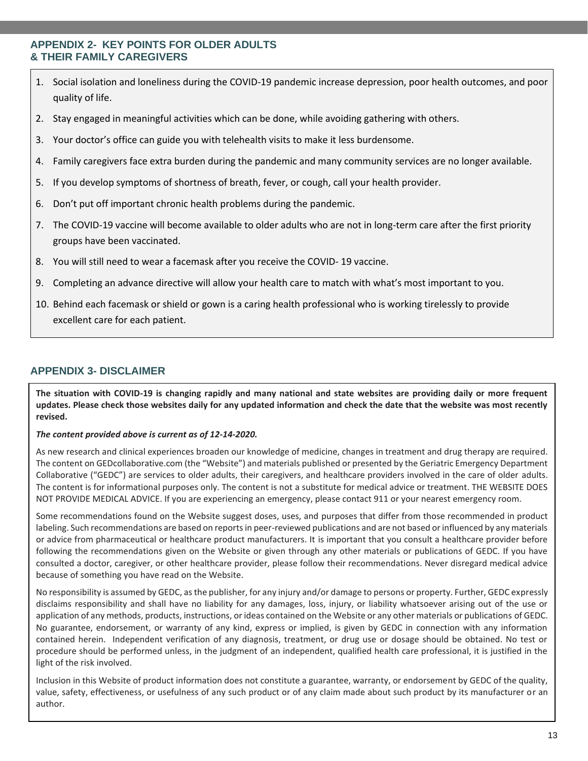## APPENDIX 2- KEY POINTS FOR OLDER ADULTS & THEIR FAMILY CAREGIVERS

1. Social isolation and loneliness during the COVID-19 pandemic increase depression, poor health outcomes, and poor quality of life.
2. Stay engaged in meaningful activities which can be done, while avoiding gathering with others.
3. Your doctor's office can guide you with telehealth visits to make it less burdensome.
4. Family caregivers face extra burden during the pandemic and many community services are no longer available.
5. If you develop symptoms of shortness of breath, fever, or cough, call your health provider.
6. Don't put off important chronic health problems during the pandemic.
7. The COVID-19 vaccine will become available to older adults who are not in long-term care after the first priority groups have been vaccinated.
8. You will still need to wear a facemask after you receive the COVID- 19 vaccine.
9. Completing an advance directive will allow your health care to match with what's most important to you.
10. Behind each facemask or shield or gown is a caring health professional who is working tirelessly to provide excellent care for each patient.

## APPENDIX 3- DISCLAIMER

**The situation with COVID-19 is changing rapidly and many national and state websites are providing daily or more frequent updates. Please check those websites daily for any updated information and check the date that the website was most recently revised.**

***The content provided above is current as of 12-14-2020.***

As new research and clinical experiences broaden our knowledge of medicine, changes in treatment and drug therapy are required. The content on GEDcollaborative.com (the "Website") and materials published or presented by the Geriatric Emergency Department Collaborative ("GEDC") are services to older adults, their caregivers, and healthcare providers involved in the care of older adults. The content is for informational purposes only. The content is not a substitute for medical advice or treatment. THE WEBSITE DOES NOT PROVIDE MEDICAL ADVICE. If you are experiencing an emergency, please contact 911 or your nearest emergency room.

Some recommendations found on the Website suggest doses, uses, and purposes that differ from those recommended in product labeling. Such recommendations are based on reports in peer-reviewed publications and are not based or influenced by any materials or advice from pharmaceutical or healthcare product manufacturers. It is important that you consult a healthcare provider before following the recommendations given on the Website or given through any other materials or publications of GEDC. If you have consulted a doctor, caregiver, or other healthcare provider, please follow their recommendations. Never disregard medical advice because of something you have read on the Website.

No responsibility is assumed by GEDC, as the publisher, for any injury and/or damage to persons or property. Further, GEDC expressly disclaims responsibility and shall have no liability for any damages, loss, injury, or liability whatsoever arising out of the use or application of any methods, products, instructions, or ideas contained on the Website or any other materials or publications of GEDC. No guarantee, endorsement, or warranty of any kind, express or implied, is given by GEDC in connection with any information contained herein. Independent verification of any diagnosis, treatment, or drug use or dosage should be obtained. No test or procedure should be performed unless, in the judgment of an independent, qualified health care professional, it is justified in the light of the risk involved.

Inclusion in this Website of product information does not constitute a guarantee, warranty, or endorsement by GEDC of the quality, value, safety, effectiveness, or usefulness of any such product or of any claim made about such product by its manufacturer or an author.